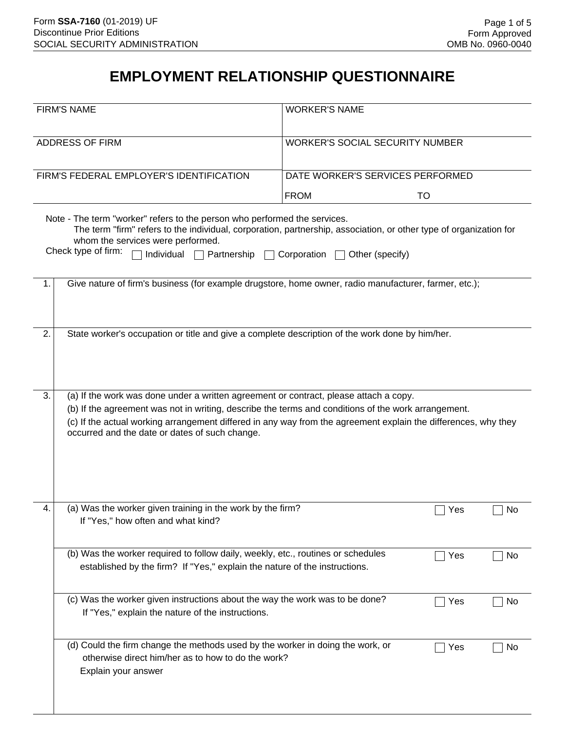Form **SSA-7160** (01-2019) UF
Discontinue Prior Editions
SOCIAL SECURITY ADMINISTRATION

Form Approved
OMB No. 0960-0040

# EMPLOYMENT RELATIONSHIP QUESTIONNAIRE

| FIRM'S NAME | WORKER'S NAME |
|---|---|
| ADDRESS OF FIRM | WORKER'S SOCIAL SECURITY NUMBER |
| FIRM'S FEDERAL EMPLOYER'S IDENTIFICATION | DATE WORKER'S SERVICES PERFORMED<br>FROM TO |

Note - The term "worker" refers to the person who performed the services.
The term "firm" refers to the individual, corporation, partnership, association, or other type of organization for whom the services were performed.

Check type of firm: ☐ Individual ☐ Partnership ☐ Corporation ☐ Other (specify)

1. Give nature of firm's business (for example drugstore, home owner, radio manufacturer, farmer, etc.);

2. State worker's occupation or title and give a complete description of the work done by him/her.

3. (a) If the work was done under a written agreement or contract, please attach a copy.
   (b) If the agreement was not in writing, describe the terms and conditions of the work arrangement.
   (c) If the actual working arrangement differed in any way from the agreement explain the differences, why they occurred and the date or dates of such change.

4. (a) Was the worker given training in the work by the firm? ☐ Yes ☐ No
   If "Yes," how often and what kind?

   (b) Was the worker required to follow daily, weekly, etc., routines or schedules established by the firm? If "Yes," explain the nature of the instructions. ☐ Yes ☐ No

   (c) Was the worker given instructions about the way the work was to be done? ☐ Yes ☐ No
   If "Yes," explain the nature of the instructions.

   (d) Could the firm change the methods used by the worker in doing the work, or otherwise direct him/her as to how to do the work? ☐ Yes ☐ No
   Explain your answer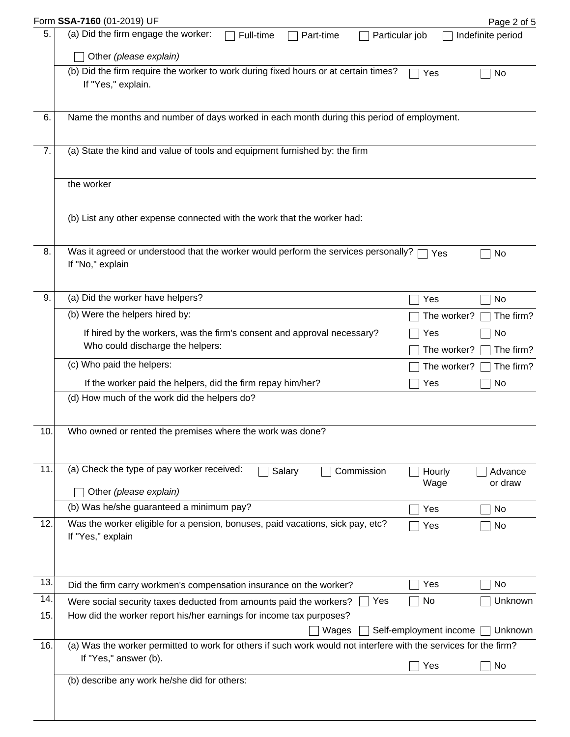Form **SSA-7160** (01-2019) UF

5. (a) Did the firm engage the worker: ☐ Full-time ☐ Part-time ☐ Particular job ☐ Indefinite period

   ☐ Other *(please explain)*

   (b) Did the firm require the worker to work during fixed hours or at certain times? ☐ Yes ☐ No
   If "Yes," explain.

6. Name the months and number of days worked in each month during this period of employment.

7. (a) State the kind and value of tools and equipment furnished by: the firm

   the worker

   (b) List any other expense connected with the work that the worker had:

8. Was it agreed or understood that the worker would perform the services personally? ☐ Yes ☐ No
   If "No," explain

9. (a) Did the worker have helpers? ☐ Yes ☐ No

   (b) Were the helpers hired by: ☐ The worker? ☐ The firm?

   If hired by the workers, was the firm's consent and approval necessary? ☐ Yes ☐ No

   Who could discharge the helpers: ☐ The worker? ☐ The firm?

   (c) Who paid the helpers: ☐ The worker? ☐ The firm?

   If the worker paid the helpers, did the firm repay him/her? ☐ Yes ☐ No

   (d) How much of the work did the helpers do?

10. Who owned or rented the premises where the work was done?

11. (a) Check the type of pay worker received: ☐ Salary ☐ Commission ☐ Hourly Wage ☐ Advance or draw

    ☐ Other *(please explain)*

    (b) Was he/she guaranteed a minimum pay? ☐ Yes ☐ No

12. Was the worker eligible for a pension, bonuses, paid vacations, sick pay, etc? ☐ Yes ☐ No
    If "Yes," explain

13. Did the firm carry workmen's compensation insurance on the worker? ☐ Yes ☐ No

14. Were social security taxes deducted from amounts paid the workers? ☐ Yes ☐ No ☐ Unknown

15. How did the worker report his/her earnings for income tax purposes?

    ☐ Wages ☐ Self-employment income ☐ Unknown

16. (a) Was the worker permitted to work for others if such work would not interfere with the services for the firm?
    If "Yes," answer (b). ☐ Yes ☐ No

    (b) describe any work he/she did for others: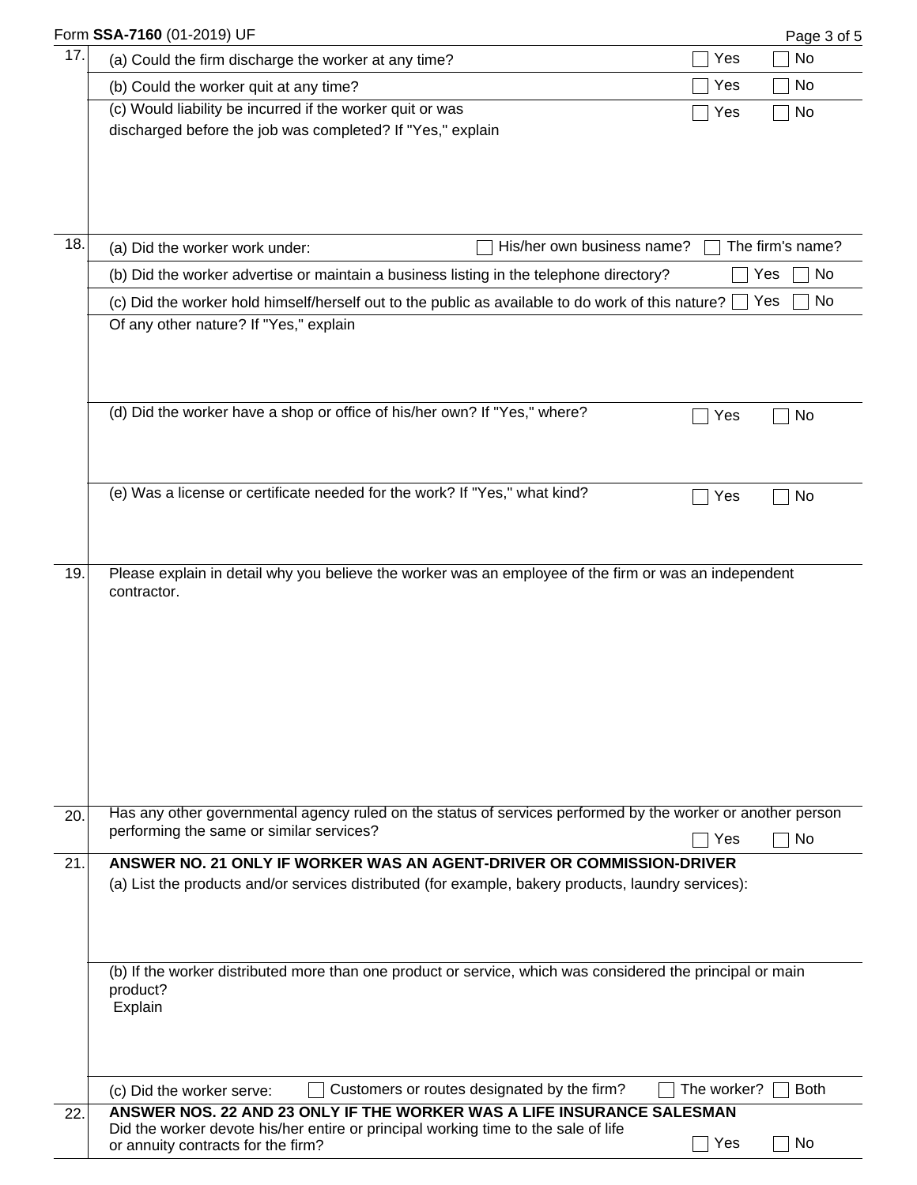Form **SSA-7160** (01-2019) UF

**17.**

(a) Could the firm discharge the worker at any time? ☐ Yes ☐ No

(b) Could the worker quit at any time? ☐ Yes ☐ No

(c) Would liability be incurred if the worker quit or was discharged before the job was completed? If "Yes," explain ☐ Yes ☐ No

**18.**

(a) Did the worker work under: ☐ His/her own business name? ☐ The firm's name?

(b) Did the worker advertise or maintain a business listing in the telephone directory? ☐ Yes ☐ No

(c) Did the worker hold himself/herself out to the public as available to do work of this nature? ☐ Yes ☐ No

Of any other nature? If "Yes," explain

(d) Did the worker have a shop or office of his/her own? If "Yes," where? ☐ Yes ☐ No

(e) Was a license or certificate needed for the work? If "Yes," what kind? ☐ Yes ☐ No

**19.** Please explain in detail why you believe the worker was an employee of the firm or was an independent contractor.

**20.** Has any other governmental agency ruled on the status of services performed by the worker or another person performing the same or similar services? ☐ Yes ☐ No

**21.** **ANSWER NO. 21 ONLY IF WORKER WAS AN AGENT-DRIVER OR COMMISSION-DRIVER**

(a) List the products and/or services distributed (for example, bakery products, laundry services):

(b) If the worker distributed more than one product or service, which was considered the principal or main product?
Explain

(c) Did the worker serve: ☐ Customers or routes designated by the firm? ☐ The worker? ☐ Both

**22.** **ANSWER NOS. 22 AND 23 ONLY IF THE WORKER WAS A LIFE INSURANCE SALESMAN**

Did the worker devote his/her entire or principal working time to the sale of life or annuity contracts for the firm? ☐ Yes ☐ No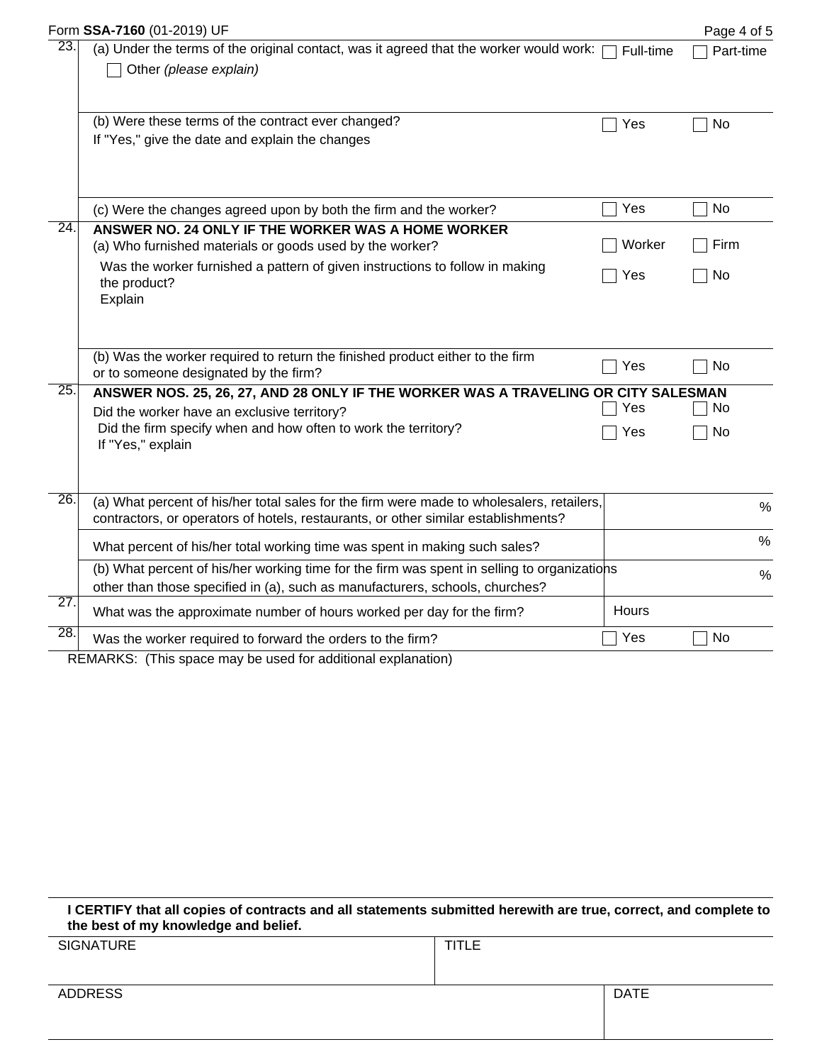Form **SSA-7160** (01-2019) UF

**23.** (a) Under the terms of the original contact, was it agreed that the worker would work: ☐ Full-time ☐ Part-time ☐ Other *(please explain)*

(b) Were these terms of the contract ever changed? ☐ Yes ☐ No

If "Yes," give the date and explain the changes

(c) Were the changes agreed upon by both the firm and the worker? ☐ Yes ☐ No

**24. ANSWER NO. 24 ONLY IF THE WORKER WAS A HOME WORKER**

(a) Who furnished materials or goods used by the worker? ☐ Worker ☐ Firm

Was the worker furnished a pattern of given instructions to follow in making the product? ☐ Yes ☐ No

Explain

(b) Was the worker required to return the finished product either to the firm or to someone designated by the firm? ☐ Yes ☐ No

**25. ANSWER NOS. 25, 26, 27, AND 28 ONLY IF THE WORKER WAS A TRAVELING OR CITY SALESMAN**

Did the worker have an exclusive territory? ☐ Yes ☐ No

Did the firm specify when and how often to work the territory? ☐ Yes ☐ No

If "Yes," explain

**26.** (a) What percent of his/her total sales for the firm were made to wholesalers, retailers, contractors, or operators of hotels, restaurants, or other similar establishments? ____ %

What percent of his/her total working time was spent in making such sales? ____ %

(b) What percent of his/her working time for the firm was spent in selling to organizations other than those specified in (a), such as manufacturers, schools, churches? ____ %

**27.** What was the approximate number of hours worked per day for the firm? Hours ____

**28.** Was the worker required to forward the orders to the firm? ☐ Yes ☐ No

REMARKS: (This space may be used for additional explanation)

**I CERTIFY that all copies of contracts and all statements submitted herewith are true, correct, and complete to the best of my knowledge and belief.**

| SIGNATURE | TITLE |
| --- | --- |
| | |

| ADDRESS | DATE |
| --- | --- |
| | |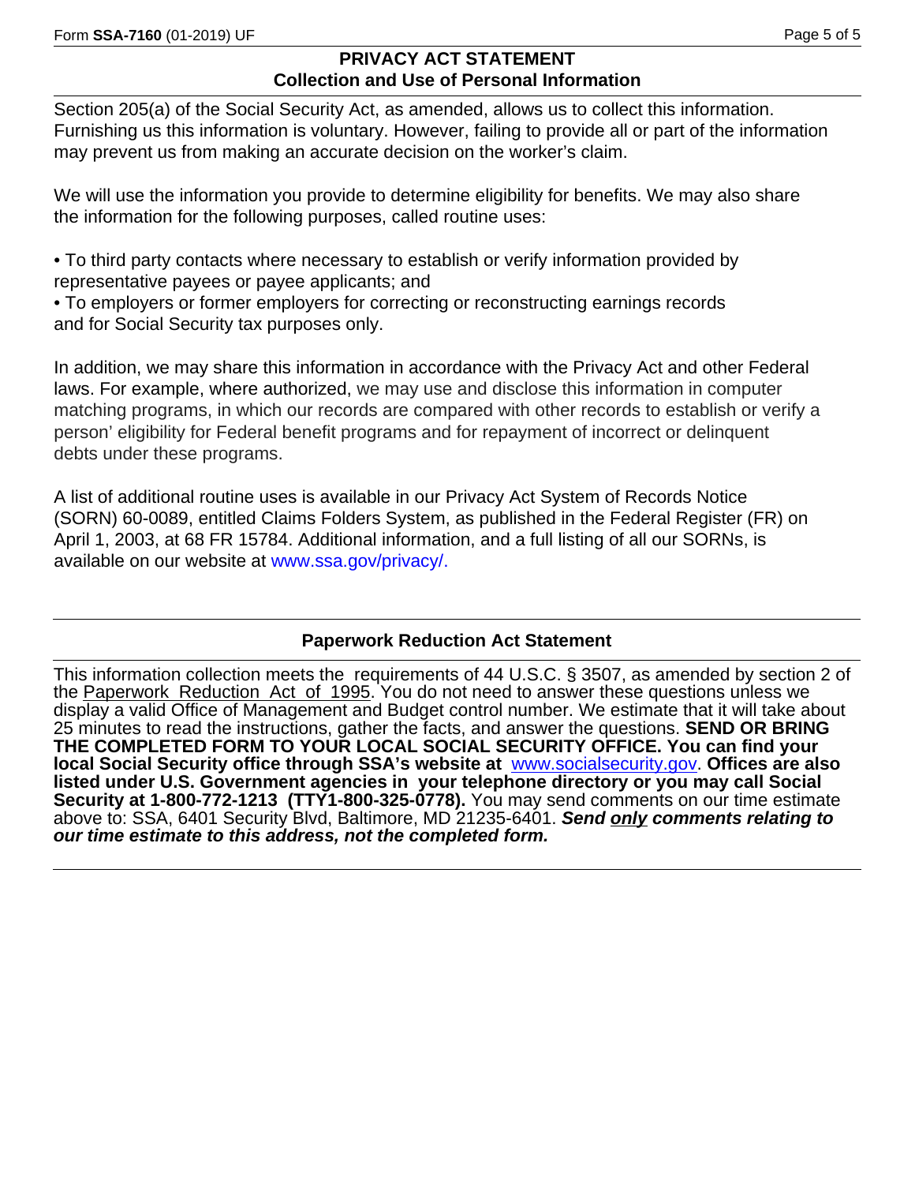## PRIVACY ACT STATEMENT
## Collection and Use of Personal Information

Section 205(a) of the Social Security Act, as amended, allows us to collect this information. Furnishing us this information is voluntary. However, failing to provide all or part of the information may prevent us from making an accurate decision on the worker's claim.

We will use the information you provide to determine eligibility for benefits. We may also share the information for the following purposes, called routine uses:

- To third party contacts where necessary to establish or verify information provided by representative payees or payee applicants; and
- To employers or former employers for correcting or reconstructing earnings records and for Social Security tax purposes only.

In addition, we may share this information in accordance with the Privacy Act and other Federal laws. For example, where authorized, we may use and disclose this information in computer matching programs, in which our records are compared with other records to establish or verify a person' eligibility for Federal benefit programs and for repayment of incorrect or delinquent debts under these programs.

A list of additional routine uses is available in our Privacy Act System of Records Notice (SORN) 60-0089, entitled Claims Folders System, as published in the Federal Register (FR) on April 1, 2003, at 68 FR 15784. Additional information, and a full listing of all our SORNs, is available on our website at www.ssa.gov/privacy/.

## Paperwork Reduction Act Statement

This information collection meets the requirements of 44 U.S.C. § 3507, as amended by section 2 of the Paperwork Reduction Act of 1995. You do not need to answer these questions unless we display a valid Office of Management and Budget control number. We estimate that it will take about 25 minutes to read the instructions, gather the facts, and answer the questions. **SEND OR BRING THE COMPLETED FORM TO YOUR LOCAL SOCIAL SECURITY OFFICE. You can find your local Social Security office through SSA's website at** www.socialsecurity.gov. **Offices are also listed under U.S. Government agencies in your telephone directory or you may call Social Security at 1-800-772-1213 (TTY1-800-325-0778).** You may send comments on our time estimate above to: SSA, 6401 Security Blvd, Baltimore, MD 21235-6401. ***Send only comments relating to our time estimate to this address, not the completed form.***